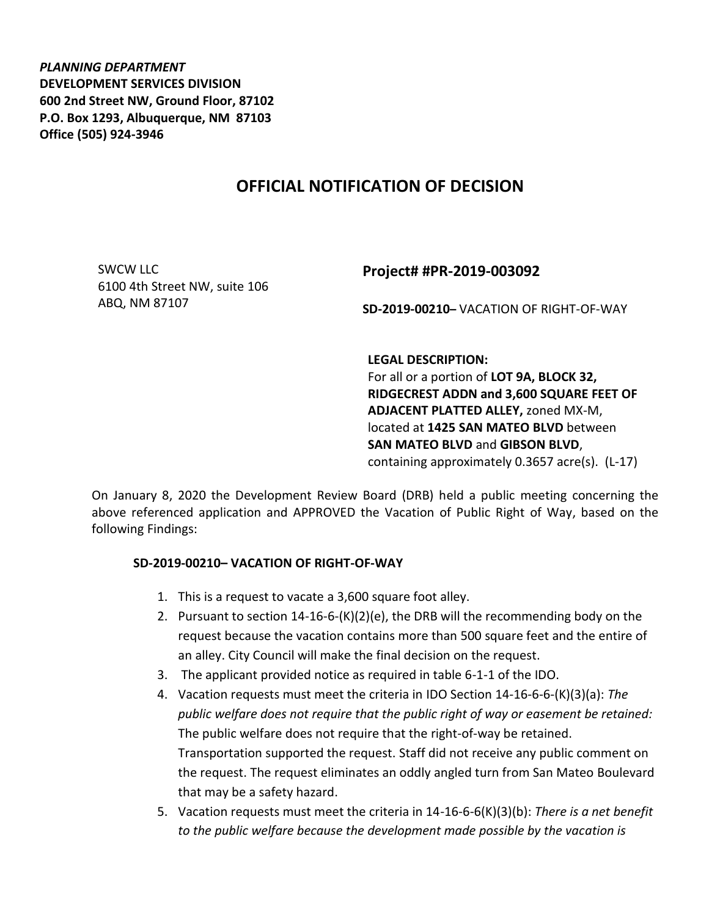***PLANNING DEPARTMENT***
**DEVELOPMENT SERVICES DIVISION**
**600 2nd Street NW, Ground Floor, 87102**
**P.O. Box 1293, Albuquerque, NM 87103**
**Office (505) 924-3946**

# OFFICIAL NOTIFICATION OF DECISION

SWCW LLC
6100 4th Street NW, suite 106
ABQ, NM 87107

**Project# #PR-2019-003092**

**SD-2019-00210–** VACATION OF RIGHT-OF-WAY

**LEGAL DESCRIPTION:**
For all or a portion of **LOT 9A, BLOCK 32, RIDGECREST ADDN and 3,600 SQUARE FEET OF ADJACENT PLATTED ALLEY,** zoned MX-M, located at **1425 SAN MATEO BLVD** between **SAN MATEO BLVD** and **GIBSON BLVD**, containing approximately 0.3657 acre(s). (L-17)

On January 8, 2020 the Development Review Board (DRB) held a public meeting concerning the above referenced application and APPROVED the Vacation of Public Right of Way, based on the following Findings:

**SD-2019-00210– VACATION OF RIGHT-OF-WAY**

1. This is a request to vacate a 3,600 square foot alley.
2. Pursuant to section 14-16-6-(K)(2)(e), the DRB will the recommending body on the request because the vacation contains more than 500 square feet and the entire of an alley. City Council will make the final decision on the request.
3. The applicant provided notice as required in table 6-1-1 of the IDO.
4. Vacation requests must meet the criteria in IDO Section 14-16-6-6-(K)(3)(a): *The public welfare does not require that the public right of way or easement be retained:* The public welfare does not require that the right-of-way be retained. Transportation supported the request. Staff did not receive any public comment on the request. The request eliminates an oddly angled turn from San Mateo Boulevard that may be a safety hazard.
5. Vacation requests must meet the criteria in 14-16-6-6(K)(3)(b): *There is a net benefit to the public welfare because the development made possible by the vacation is*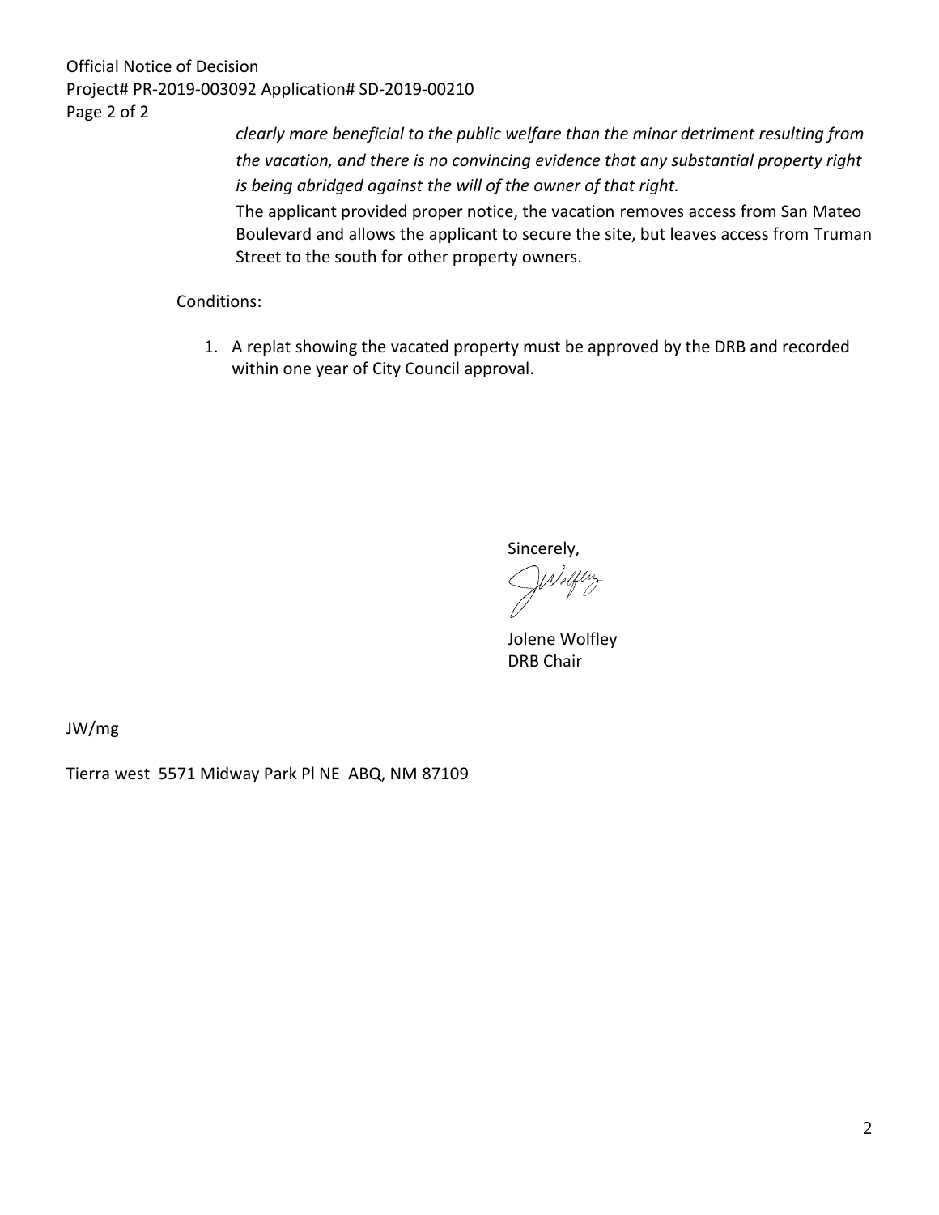*clearly more beneficial to the public welfare than the minor detriment resulting from the vacation, and there is no convincing evidence that any substantial property right is being abridged against the will of the owner of that right.*

The applicant provided proper notice, the vacation removes access from San Mateo Boulevard and allows the applicant to secure the site, but leaves access from Truman Street to the south for other property owners.

Conditions:

1. A replat showing the vacated property must be approved by the DRB and recorded within one year of City Council approval.

Sincerely,

Jolene Wolfley
DRB Chair

JW/mg

Tierra west 5571 Midway Park Pl NE ABQ, NM 87109